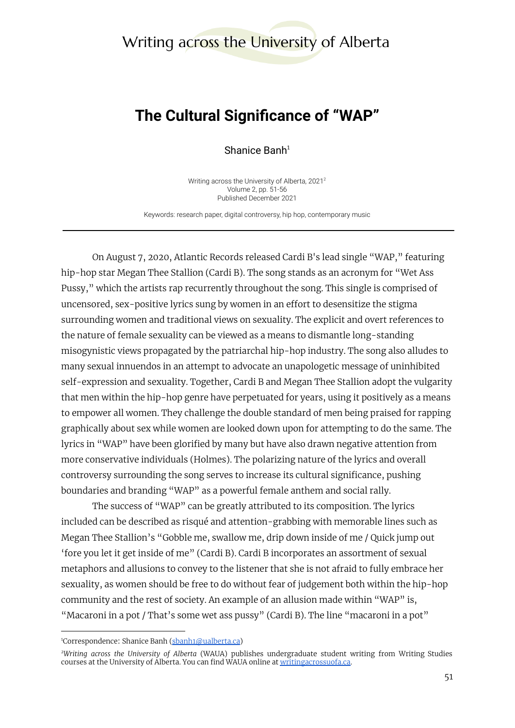# The Cultural Significance of "WAP"

Shanice Banh[1]

Writing across the University of Alberta, 2021[2]
Volume 2, pp. 51-56
Published December 2021

Keywords: research paper, digital controversy, hip hop, contemporary music

---

On August 7, 2020, Atlantic Records released Cardi B's lead single "WAP," featuring hip-hop star Megan Thee Stallion (Cardi B). The song stands as an acronym for "Wet Ass Pussy," which the artists rap recurrently throughout the song. This single is comprised of uncensored, sex-positive lyrics sung by women in an effort to desensitize the stigma surrounding women and traditional views on sexuality. The explicit and overt references to the nature of female sexuality can be viewed as a means to dismantle long-standing misogynistic views propagated by the patriarchal hip-hop industry. The song also alludes to many sexual innuendos in an attempt to advocate an unapologetic message of uninhibited self-expression and sexuality. Together, Cardi B and Megan Thee Stallion adopt the vulgarity that men within the hip-hop genre have perpetuated for years, using it positively as a means to empower all women. They challenge the double standard of men being praised for rapping graphically about sex while women are looked down upon for attempting to do the same. The lyrics in "WAP" have been glorified by many but have also drawn negative attention from more conservative individuals (Holmes). The polarizing nature of the lyrics and overall controversy surrounding the song serves to increase its cultural significance, pushing boundaries and branding "WAP" as a powerful female anthem and social rally.

The success of "WAP" can be greatly attributed to its composition. The lyrics included can be described as risqué and attention-grabbing with memorable lines such as Megan Thee Stallion's "Gobble me, swallow me, drip down inside of me / Quick jump out 'fore you let it get inside of me" (Cardi B). Cardi B incorporates an assortment of sexual metaphors and allusions to convey to the listener that she is not afraid to fully embrace her sexuality, as women should be free to do without fear of judgement both within the hip-hop community and the rest of society. An example of an allusion made within "WAP" is, "Macaroni in a pot / That's some wet ass pussy" (Cardi B). The line "macaroni in a pot"

---

[1] Correspondence: Shanice Banh (sbanh1@ualberta.ca)

[2] *Writing across the University of Alberta* (WAUA) publishes undergraduate student writing from Writing Studies courses at the University of Alberta. You can find WAUA online at writingacrossuofa.ca.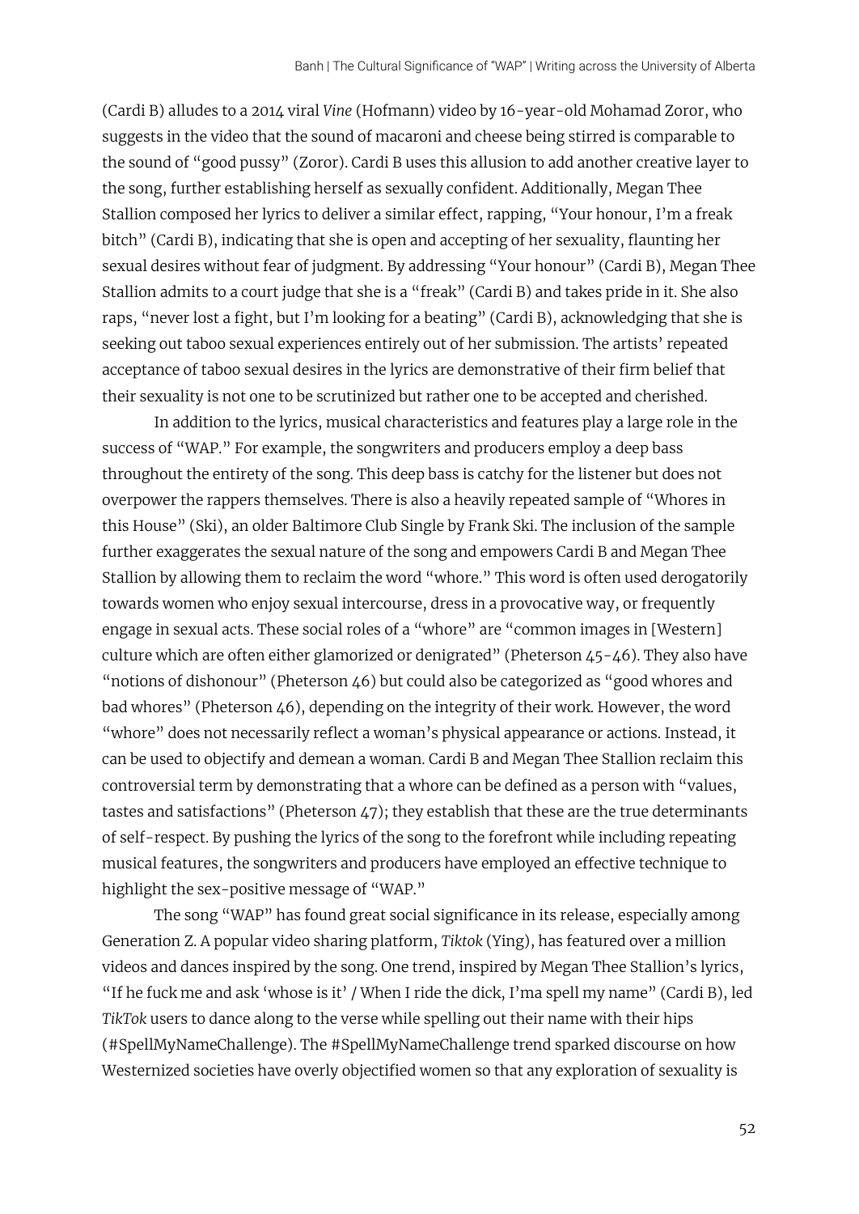(Cardi B) alludes to a 2014 viral *Vine* (Hofmann) video by 16-year-old Mohamad Zoror, who suggests in the video that the sound of macaroni and cheese being stirred is comparable to the sound of "good pussy" (Zoror). Cardi B uses this allusion to add another creative layer to the song, further establishing herself as sexually confident. Additionally, Megan Thee Stallion composed her lyrics to deliver a similar effect, rapping, "Your honour, I'm a freak bitch" (Cardi B), indicating that she is open and accepting of her sexuality, flaunting her sexual desires without fear of judgment. By addressing "Your honour" (Cardi B), Megan Thee Stallion admits to a court judge that she is a "freak" (Cardi B) and takes pride in it. She also raps, "never lost a fight, but I'm looking for a beating" (Cardi B), acknowledging that she is seeking out taboo sexual experiences entirely out of her submission. The artists' repeated acceptance of taboo sexual desires in the lyrics are demonstrative of their firm belief that their sexuality is not one to be scrutinized but rather one to be accepted and cherished.

In addition to the lyrics, musical characteristics and features play a large role in the success of "WAP." For example, the songwriters and producers employ a deep bass throughout the entirety of the song. This deep bass is catchy for the listener but does not overpower the rappers themselves. There is also a heavily repeated sample of "Whores in this House" (Ski), an older Baltimore Club Single by Frank Ski. The inclusion of the sample further exaggerates the sexual nature of the song and empowers Cardi B and Megan Thee Stallion by allowing them to reclaim the word "whore." This word is often used derogatorily towards women who enjoy sexual intercourse, dress in a provocative way, or frequently engage in sexual acts. These social roles of a "whore" are "common images in [Western] culture which are often either glamorized or denigrated" (Pheterson 45-46). They also have "notions of dishonour" (Pheterson 46) but could also be categorized as "good whores and bad whores" (Pheterson 46), depending on the integrity of their work. However, the word "whore" does not necessarily reflect a woman's physical appearance or actions. Instead, it can be used to objectify and demean a woman. Cardi B and Megan Thee Stallion reclaim this controversial term by demonstrating that a whore can be defined as a person with "values, tastes and satisfactions" (Pheterson 47); they establish that these are the true determinants of self-respect. By pushing the lyrics of the song to the forefront while including repeating musical features, the songwriters and producers have employed an effective technique to highlight the sex-positive message of "WAP."

The song "WAP" has found great social significance in its release, especially among Generation Z. A popular video sharing platform, *Tiktok* (Ying), has featured over a million videos and dances inspired by the song. One trend, inspired by Megan Thee Stallion's lyrics, "If he fuck me and ask 'whose is it' / When I ride the dick, I'ma spell my name" (Cardi B), led *TikTok* users to dance along to the verse while spelling out their name with their hips (#SpellMyNameChallenge). The #SpellMyNameChallenge trend sparked discourse on how Westernized societies have overly objectified women so that any exploration of sexuality is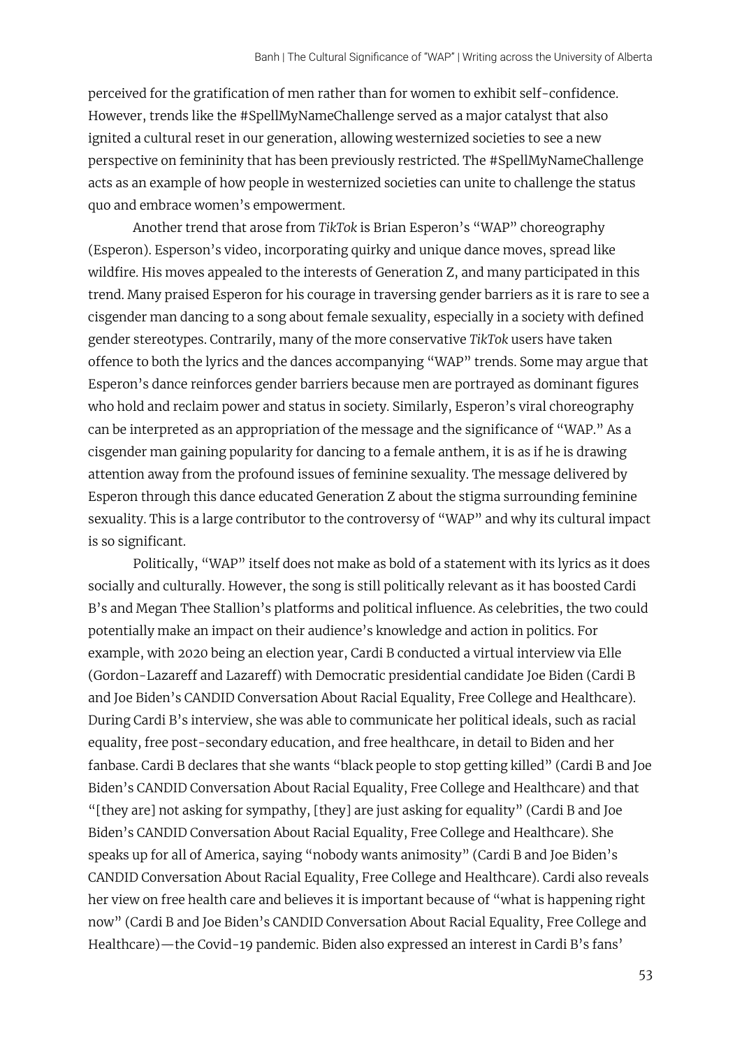perceived for the gratification of men rather than for women to exhibit self-confidence. However, trends like the #SpellMyNameChallenge served as a major catalyst that also ignited a cultural reset in our generation, allowing westernized societies to see a new perspective on femininity that has been previously restricted. The #SpellMyNameChallenge acts as an example of how people in westernized societies can unite to challenge the status quo and embrace women's empowerment.

Another trend that arose from *TikTok* is Brian Esperon's "WAP" choreography (Esperon). Esperson's video, incorporating quirky and unique dance moves, spread like wildfire. His moves appealed to the interests of Generation Z, and many participated in this trend. Many praised Esperon for his courage in traversing gender barriers as it is rare to see a cisgender man dancing to a song about female sexuality, especially in a society with defined gender stereotypes. Contrarily, many of the more conservative *TikTok* users have taken offence to both the lyrics and the dances accompanying "WAP" trends. Some may argue that Esperon's dance reinforces gender barriers because men are portrayed as dominant figures who hold and reclaim power and status in society. Similarly, Esperon's viral choreography can be interpreted as an appropriation of the message and the significance of "WAP." As a cisgender man gaining popularity for dancing to a female anthem, it is as if he is drawing attention away from the profound issues of feminine sexuality. The message delivered by Esperon through this dance educated Generation Z about the stigma surrounding feminine sexuality. This is a large contributor to the controversy of "WAP" and why its cultural impact is so significant.

Politically, "WAP" itself does not make as bold of a statement with its lyrics as it does socially and culturally. However, the song is still politically relevant as it has boosted Cardi B's and Megan Thee Stallion's platforms and political influence. As celebrities, the two could potentially make an impact on their audience's knowledge and action in politics. For example, with 2020 being an election year, Cardi B conducted a virtual interview via Elle (Gordon-Lazareff and Lazareff) with Democratic presidential candidate Joe Biden (Cardi B and Joe Biden's CANDID Conversation About Racial Equality, Free College and Healthcare). During Cardi B's interview, she was able to communicate her political ideals, such as racial equality, free post-secondary education, and free healthcare, in detail to Biden and her fanbase. Cardi B declares that she wants "black people to stop getting killed" (Cardi B and Joe Biden's CANDID Conversation About Racial Equality, Free College and Healthcare) and that "[they are] not asking for sympathy, [they] are just asking for equality" (Cardi B and Joe Biden's CANDID Conversation About Racial Equality, Free College and Healthcare). She speaks up for all of America, saying "nobody wants animosity" (Cardi B and Joe Biden's CANDID Conversation About Racial Equality, Free College and Healthcare). Cardi also reveals her view on free health care and believes it is important because of "what is happening right now" (Cardi B and Joe Biden's CANDID Conversation About Racial Equality, Free College and Healthcare)—the Covid-19 pandemic. Biden also expressed an interest in Cardi B's fans'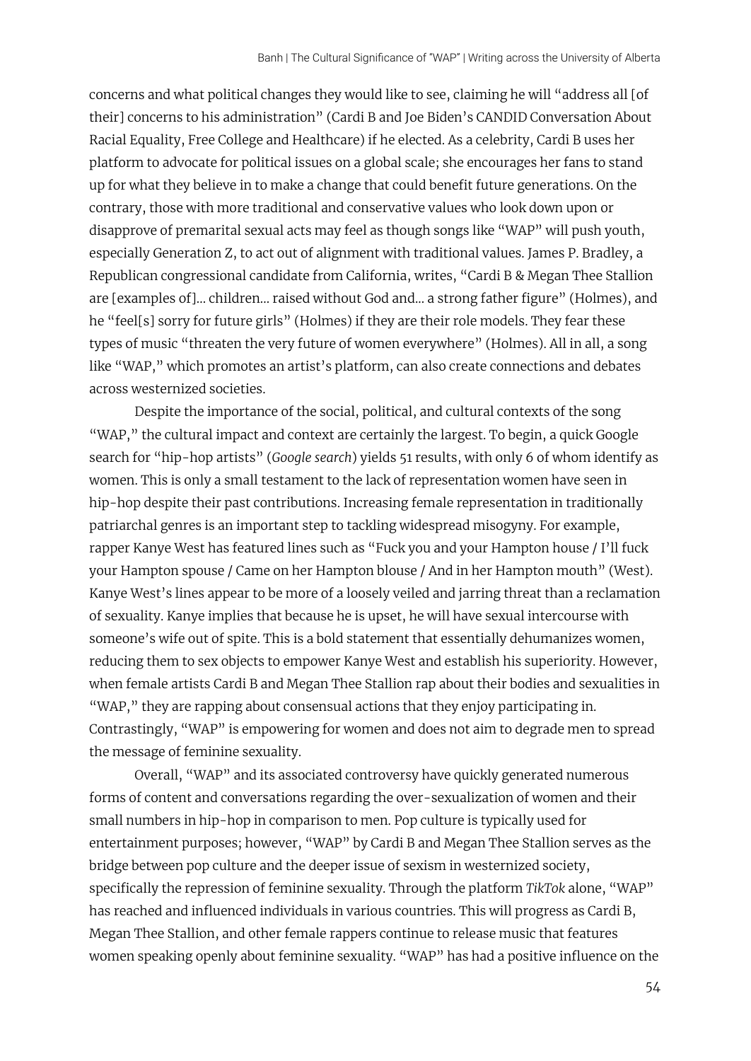concerns and what political changes they would like to see, claiming he will "address all [of their] concerns to his administration" (Cardi B and Joe Biden's CANDID Conversation About Racial Equality, Free College and Healthcare) if he elected. As a celebrity, Cardi B uses her platform to advocate for political issues on a global scale; she encourages her fans to stand up for what they believe in to make a change that could benefit future generations. On the contrary, those with more traditional and conservative values who look down upon or disapprove of premarital sexual acts may feel as though songs like "WAP" will push youth, especially Generation Z, to act out of alignment with traditional values. James P. Bradley, a Republican congressional candidate from California, writes, "Cardi B & Megan Thee Stallion are [examples of]… children… raised without God and… a strong father figure" (Holmes), and he "feel[s] sorry for future girls" (Holmes) if they are their role models. They fear these types of music "threaten the very future of women everywhere" (Holmes). All in all, a song like "WAP," which promotes an artist's platform, can also create connections and debates across westernized societies.

Despite the importance of the social, political, and cultural contexts of the song "WAP," the cultural impact and context are certainly the largest. To begin, a quick Google search for "hip-hop artists" (*Google search*) yields 51 results, with only 6 of whom identify as women. This is only a small testament to the lack of representation women have seen in hip-hop despite their past contributions. Increasing female representation in traditionally patriarchal genres is an important step to tackling widespread misogyny. For example, rapper Kanye West has featured lines such as "Fuck you and your Hampton house / I'll fuck your Hampton spouse / Came on her Hampton blouse / And in her Hampton mouth" (West). Kanye West's lines appear to be more of a loosely veiled and jarring threat than a reclamation of sexuality. Kanye implies that because he is upset, he will have sexual intercourse with someone's wife out of spite. This is a bold statement that essentially dehumanizes women, reducing them to sex objects to empower Kanye West and establish his superiority. However, when female artists Cardi B and Megan Thee Stallion rap about their bodies and sexualities in "WAP," they are rapping about consensual actions that they enjoy participating in. Contrastingly, "WAP" is empowering for women and does not aim to degrade men to spread the message of feminine sexuality.

Overall, "WAP" and its associated controversy have quickly generated numerous forms of content and conversations regarding the over-sexualization of women and their small numbers in hip-hop in comparison to men. Pop culture is typically used for entertainment purposes; however, "WAP" by Cardi B and Megan Thee Stallion serves as the bridge between pop culture and the deeper issue of sexism in westernized society, specifically the repression of feminine sexuality. Through the platform *TikTok* alone, "WAP" has reached and influenced individuals in various countries. This will progress as Cardi B, Megan Thee Stallion, and other female rappers continue to release music that features women speaking openly about feminine sexuality. "WAP" has had a positive influence on the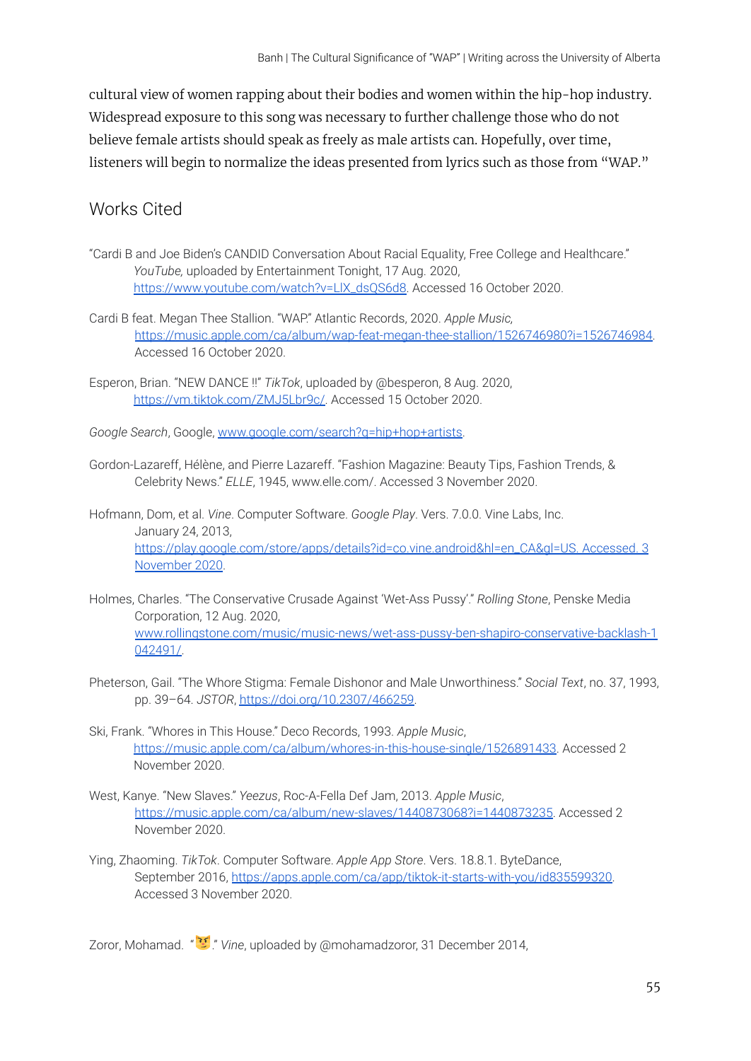cultural view of women rapping about their bodies and women within the hip-hop industry. Widespread exposure to this song was necessary to further challenge those who do not believe female artists should speak as freely as male artists can. Hopefully, over time, listeners will begin to normalize the ideas presented from lyrics such as those from "WAP."

## Works Cited

"Cardi B and Joe Biden's CANDID Conversation About Racial Equality, Free College and Healthcare." *YouTube,* uploaded by Entertainment Tonight, 17 Aug. 2020, https://www.youtube.com/watch?v=LIX_dsQS6d8. Accessed 16 October 2020.

Cardi B feat. Megan Thee Stallion. "WAP." Atlantic Records, 2020. *Apple Music,* https://music.apple.com/ca/album/wap-feat-megan-thee-stallion/1526746980?i=1526746984. Accessed 16 October 2020.

Esperon, Brian. "NEW DANCE !!" *TikTok*, uploaded by @besperon, 8 Aug. 2020, https://vm.tiktok.com/ZMJ5Lbr9c/. Accessed 15 October 2020.

*Google Search*, Google, www.google.com/search?q=hip+hop+artists.

Gordon-Lazareff, Hélène, and Pierre Lazareff. "Fashion Magazine: Beauty Tips, Fashion Trends, & Celebrity News." *ELLE*, 1945, www.elle.com/. Accessed 3 November 2020.

Hofmann, Dom, et al. *Vine*. Computer Software. *Google Play*. Vers. 7.0.0. Vine Labs, Inc. January 24, 2013, https://play.google.com/store/apps/details?id=co.vine.android&hl=en_CA&gl=US. Accessed 3 November 2020.

Holmes, Charles. "The Conservative Crusade Against 'Wet-Ass Pussy'." *Rolling Stone*, Penske Media Corporation, 12 Aug. 2020, www.rollingstone.com/music/music-news/wet-ass-pussy-ben-shapiro-conservative-backlash-1042491/.

Pheterson, Gail. "The Whore Stigma: Female Dishonor and Male Unworthiness." *Social Text*, no. 37, 1993, pp. 39–64. *JSTOR*, https://doi.org/10.2307/466259.

Ski, Frank. "Whores in This House." Deco Records, 1993. *Apple Music*, https://music.apple.com/ca/album/whores-in-this-house-single/1526891433. Accessed 2 November 2020.

West, Kanye. "New Slaves." *Yeezus*, Roc-A-Fella Def Jam, 2013. *Apple Music*, https://music.apple.com/ca/album/new-slaves/1440873068?i=1440873235. Accessed 2 November 2020.

Ying, Zhaoming. *TikTok*. Computer Software. *Apple App Store*. Vers. 18.8.1. ByteDance, September 2016, https://apps.apple.com/ca/app/tiktok-it-starts-with-you/id835599320. Accessed 3 November 2020.

Zoror, Mohamad. "😈." *Vine*, uploaded by @mohamadzoror, 31 December 2014,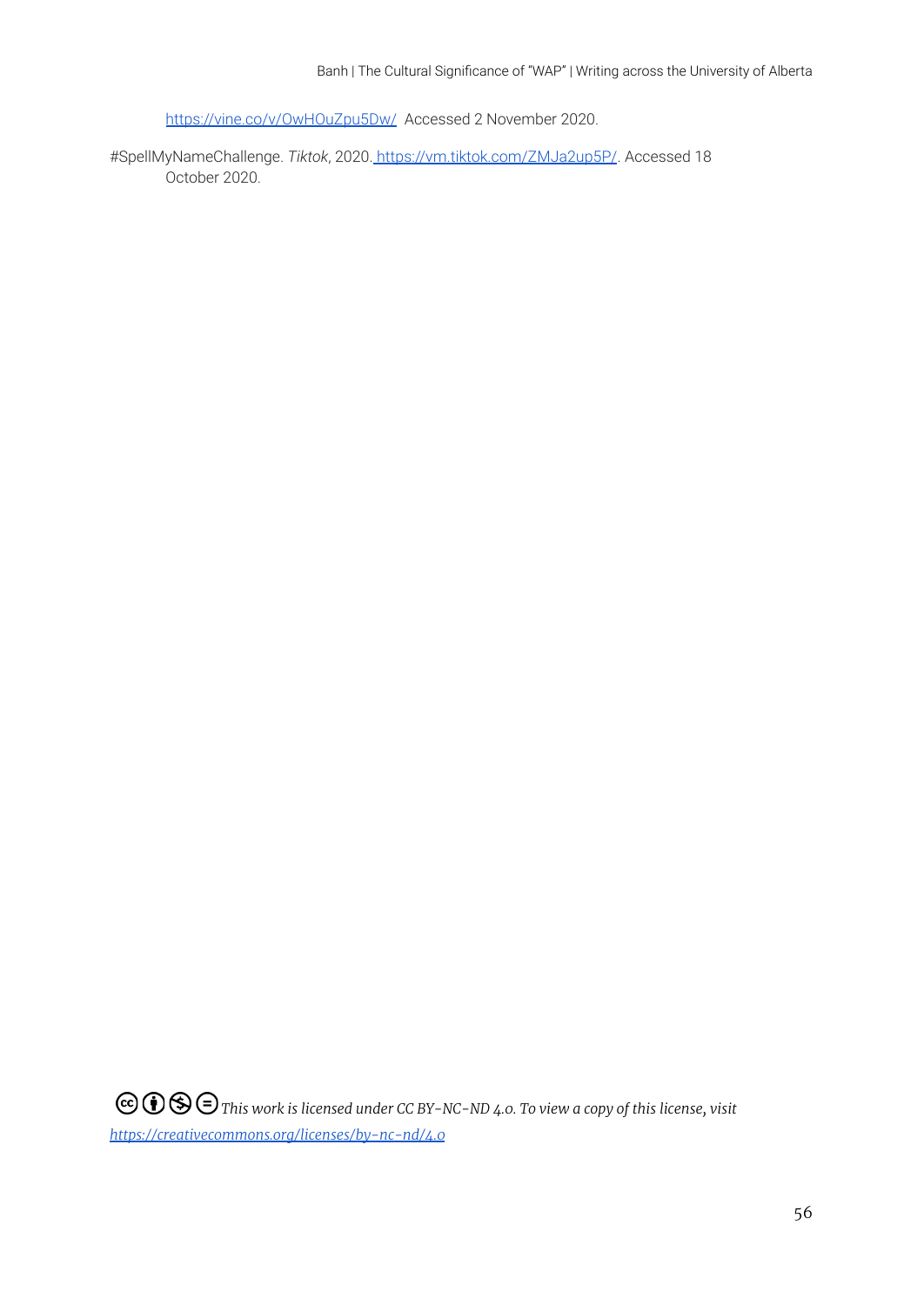https://vine.co/v/OwHOuZpu5Dw/ Accessed 2 November 2020.

#SpellMyNameChallenge. *Tiktok*, 2020. https://vm.tiktok.com/ZMJa2up5P/. Accessed 18 October 2020.

*This work is licensed under CC BY-NC-ND 4.0. To view a copy of this license, visit https://creativecommons.org/licenses/by-nc-nd/4.0*